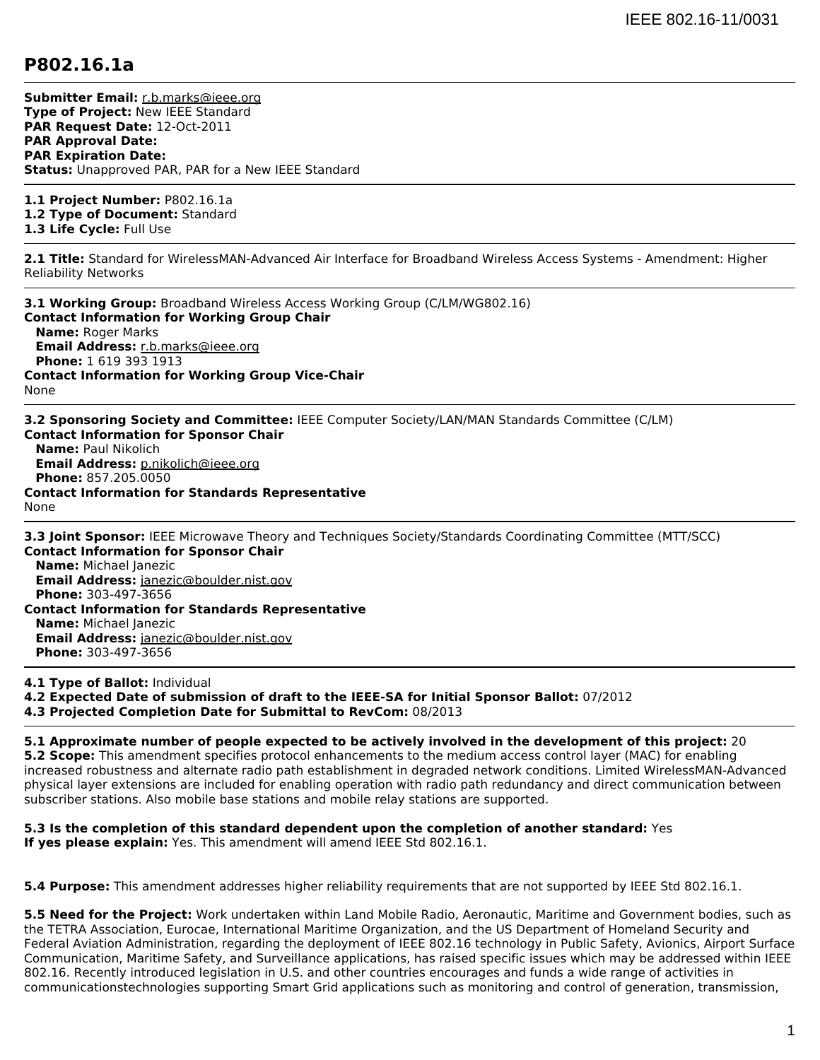# P802.16.1a

**Submitter Email:** r.b.marks@ieee.org
**Type of Project:** New IEEE Standard
**PAR Request Date:** 12-Oct-2011
**PAR Approval Date:**
**PAR Expiration Date:**
**Status:** Unapproved PAR, PAR for a New IEEE Standard

---

**1.1 Project Number:** P802.16.1a
**1.2 Type of Document:** Standard
**1.3 Life Cycle:** Full Use

---

**2.1 Title:** Standard for WirelessMAN-Advanced Air Interface for Broadband Wireless Access Systems - Amendment: Higher Reliability Networks

---

**3.1 Working Group:** Broadband Wireless Access Working Group (C/LM/WG802.16)
**Contact Information for Working Group Chair**
**Name:** Roger Marks
**Email Address:** r.b.marks@ieee.org
**Phone:** 1 619 393 1913
**Contact Information for Working Group Vice-Chair**
None

---

**3.2 Sponsoring Society and Committee:** IEEE Computer Society/LAN/MAN Standards Committee (C/LM)
**Contact Information for Sponsor Chair**
**Name:** Paul Nikolich
**Email Address:** p.nikolich@ieee.org
**Phone:** 857.205.0050
**Contact Information for Standards Representative**
None

---

**3.3 Joint Sponsor:** IEEE Microwave Theory and Techniques Society/Standards Coordinating Committee (MTT/SCC)
**Contact Information for Sponsor Chair**
**Name:** Michael Janezic
**Email Address:** janezic@boulder.nist.gov
**Phone:** 303-497-3656
**Contact Information for Standards Representative**
**Name:** Michael Janezic
**Email Address:** janezic@boulder.nist.gov
**Phone:** 303-497-3656

---

**4.1 Type of Ballot:** Individual
**4.2 Expected Date of submission of draft to the IEEE-SA for Initial Sponsor Ballot:** 07/2012
**4.3 Projected Completion Date for Submittal to RevCom:** 08/2013

---

**5.1 Approximate number of people expected to be actively involved in the development of this project:** 20
**5.2 Scope:** This amendment specifies protocol enhancements to the medium access control layer (MAC) for enabling increased robustness and alternate radio path establishment in degraded network conditions. Limited WirelessMAN-Advanced physical layer extensions are included for enabling operation with radio path redundancy and direct communication between subscriber stations. Also mobile base stations and mobile relay stations are supported.

**5.3 Is the completion of this standard dependent upon the completion of another standard:** Yes
**If yes please explain:** Yes. This amendment will amend IEEE Std 802.16.1.

**5.4 Purpose:** This amendment addresses higher reliability requirements that are not supported by IEEE Std 802.16.1.

**5.5 Need for the Project:** Work undertaken within Land Mobile Radio, Aeronautic, Maritime and Government bodies, such as the TETRA Association, Eurocae, International Maritime Organization, and the US Department of Homeland Security and Federal Aviation Administration, regarding the deployment of IEEE 802.16 technology in Public Safety, Avionics, Airport Surface Communication, Maritime Safety, and Surveillance applications, has raised specific issues which may be addressed within IEEE 802.16. Recently introduced legislation in U.S. and other countries encourages and funds a wide range of activities in communicationstechnologies supporting Smart Grid applications such as monitoring and control of generation, transmission,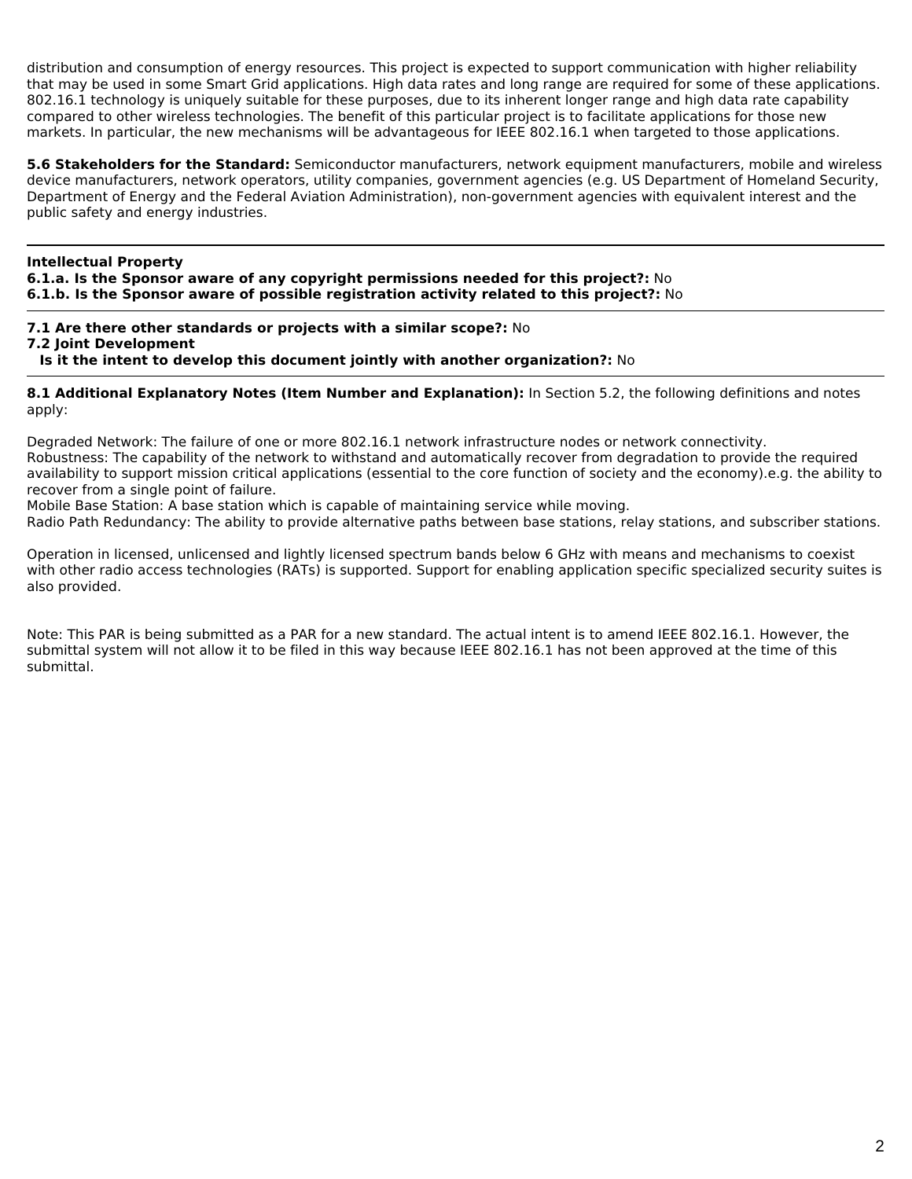distribution and consumption of energy resources. This project is expected to support communication with higher reliability that may be used in some Smart Grid applications. High data rates and long range are required for some of these applications. 802.16.1 technology is uniquely suitable for these purposes, due to its inherent longer range and high data rate capability compared to other wireless technologies. The benefit of this particular project is to facilitate applications for those new markets. In particular, the new mechanisms will be advantageous for IEEE 802.16.1 when targeted to those applications.

**5.6 Stakeholders for the Standard:** Semiconductor manufacturers, network equipment manufacturers, mobile and wireless device manufacturers, network operators, utility companies, government agencies (e.g. US Department of Homeland Security, Department of Energy and the Federal Aviation Administration), non-government agencies with equivalent interest and the public safety and energy industries.

---

**Intellectual Property**
**6.1.a. Is the Sponsor aware of any copyright permissions needed for this project?:** No
**6.1.b. Is the Sponsor aware of possible registration activity related to this project?:** No

---

**7.1 Are there other standards or projects with a similar scope?:** No
**7.2 Joint Development**
**Is it the intent to develop this document jointly with another organization?:** No

---

**8.1 Additional Explanatory Notes (Item Number and Explanation):** In Section 5.2, the following definitions and notes apply:

Degraded Network: The failure of one or more 802.16.1 network infrastructure nodes or network connectivity.
Robustness: The capability of the network to withstand and automatically recover from degradation to provide the required availability to support mission critical applications (essential to the core function of society and the economy).e.g. the ability to recover from a single point of failure.
Mobile Base Station: A base station which is capable of maintaining service while moving.
Radio Path Redundancy: The ability to provide alternative paths between base stations, relay stations, and subscriber stations.

Operation in licensed, unlicensed and lightly licensed spectrum bands below 6 GHz with means and mechanisms to coexist with other radio access technologies (RATs) is supported. Support for enabling application specific specialized security suites is also provided.

Note: This PAR is being submitted as a PAR for a new standard. The actual intent is to amend IEEE 802.16.1. However, the submittal system will not allow it to be filed in this way because IEEE 802.16.1 has not been approved at the time of this submittal.